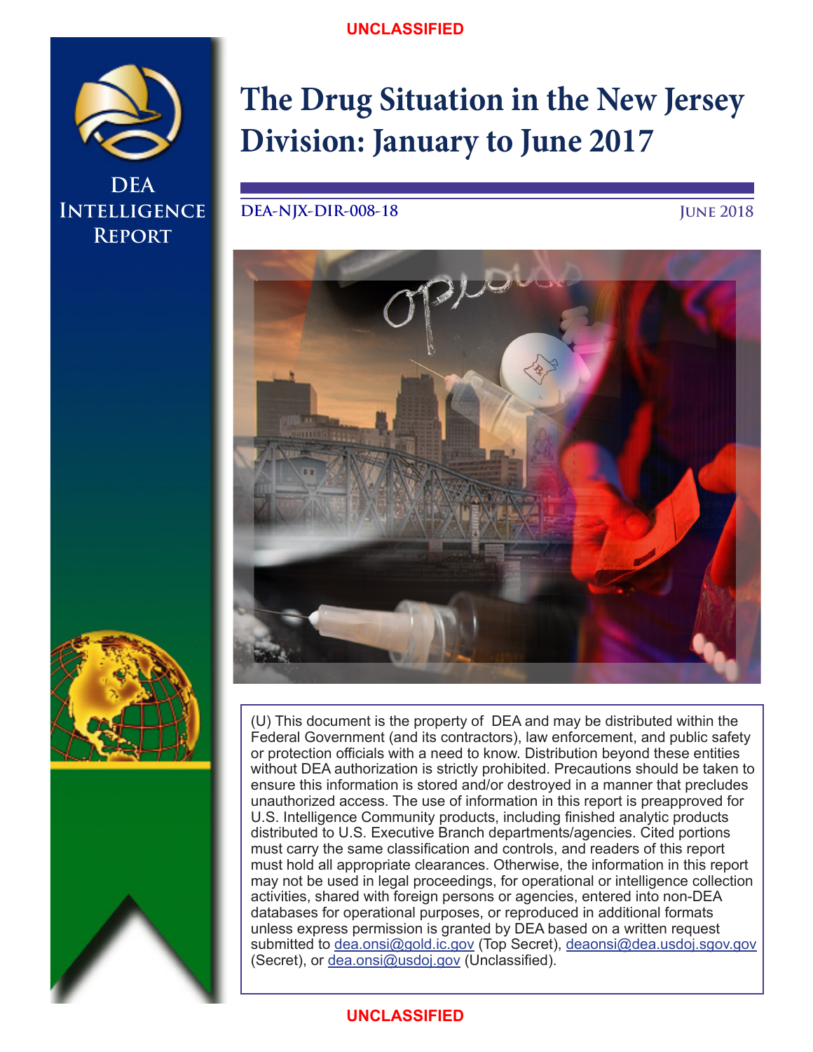UNCLASSIFIED

DEA INTELLIGENCE REPORT

# The Drug Situation in the New Jersey Division: January to June 2017

DEA-NJX-DIR-008-18

JUNE 2018

(U) This document is the property of DEA and may be distributed within the Federal Government (and its contractors), law enforcement, and public safety or protection officials with a need to know. Distribution beyond these entities without DEA authorization is strictly prohibited. Precautions should be taken to ensure this information is stored and/or destroyed in a manner that precludes unauthorized access. The use of information in this report is preapproved for U.S. Intelligence Community products, including finished analytic products distributed to U.S. Executive Branch departments/agencies. Cited portions must carry the same classification and controls, and readers of this report must hold all appropriate clearances. Otherwise, the information in this report may not be used in legal proceedings, for operational or intelligence collection activities, shared with foreign persons or agencies, entered into non-DEA databases for operational purposes, or reproduced in additional formats unless express permission is granted by DEA based on a written request submitted to dea.onsi@gold.ic.gov (Top Secret), deaonsi@dea.usdoj.sgov.gov (Secret), or dea.onsi@usdoj.gov (Unclassified).

UNCLASSIFIED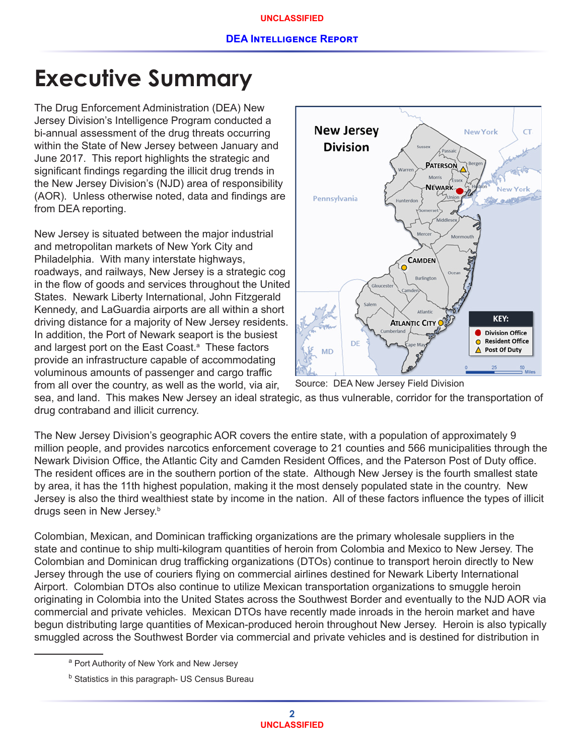# Executive Summary

The Drug Enforcement Administration (DEA) New Jersey Division's Intelligence Program conducted a bi-annual assessment of the drug threats occurring within the State of New Jersey between January and June 2017. This report highlights the strategic and significant findings regarding the illicit drug trends in the New Jersey Division's (NJD) area of responsibility (AOR). Unless otherwise noted, data and findings are from DEA reporting.

New Jersey is situated between the major industrial and metropolitan markets of New York City and Philadelphia. With many interstate highways, roadways, and railways, New Jersey is a strategic cog in the flow of goods and services throughout the United States. Newark Liberty International, John Fitzgerald Kennedy, and LaGuardia airports are all within a short driving distance for a majority of New Jersey residents. In addition, the Port of Newark seaport is the busiest and largest port on the East Coast.[a] These factors provide an infrastructure capable of accommodating voluminous amounts of passenger and cargo traffic from all over the country, as well as the world, via air, sea, and land. This makes New Jersey an ideal strategic, as thus vulnerable, corridor for the transportation of drug contraband and illicit currency.

Source: DEA New Jersey Field Division

The New Jersey Division's geographic AOR covers the entire state, with a population of approximately 9 million people, and provides narcotics enforcement coverage to 21 counties and 566 municipalities through the Newark Division Office, the Atlantic City and Camden Resident Offices, and the Paterson Post of Duty office. The resident offices are in the southern portion of the state. Although New Jersey is the fourth smallest state by area, it has the 11th highest population, making it the most densely populated state in the country. New Jersey is also the third wealthiest state by income in the nation. All of these factors influence the types of illicit drugs seen in New Jersey.[b]

Colombian, Mexican, and Dominican trafficking organizations are the primary wholesale suppliers in the state and continue to ship multi-kilogram quantities of heroin from Colombia and Mexico to New Jersey. The Colombian and Dominican drug trafficking organizations (DTOs) continue to transport heroin directly to New Jersey through the use of couriers flying on commercial airlines destined for Newark Liberty International Airport. Colombian DTOs also continue to utilize Mexican transportation organizations to smuggle heroin originating in Colombia into the United States across the Southwest Border and eventually to the NJD AOR via commercial and private vehicles. Mexican DTOs have recently made inroads in the heroin market and have begun distributing large quantities of Mexican-produced heroin throughout New Jersey. Heroin is also typically smuggled across the Southwest Border via commercial and private vehicles and is destined for distribution in

---

[a] Port Authority of New York and New Jersey

[b] Statistics in this paragraph- US Census Bureau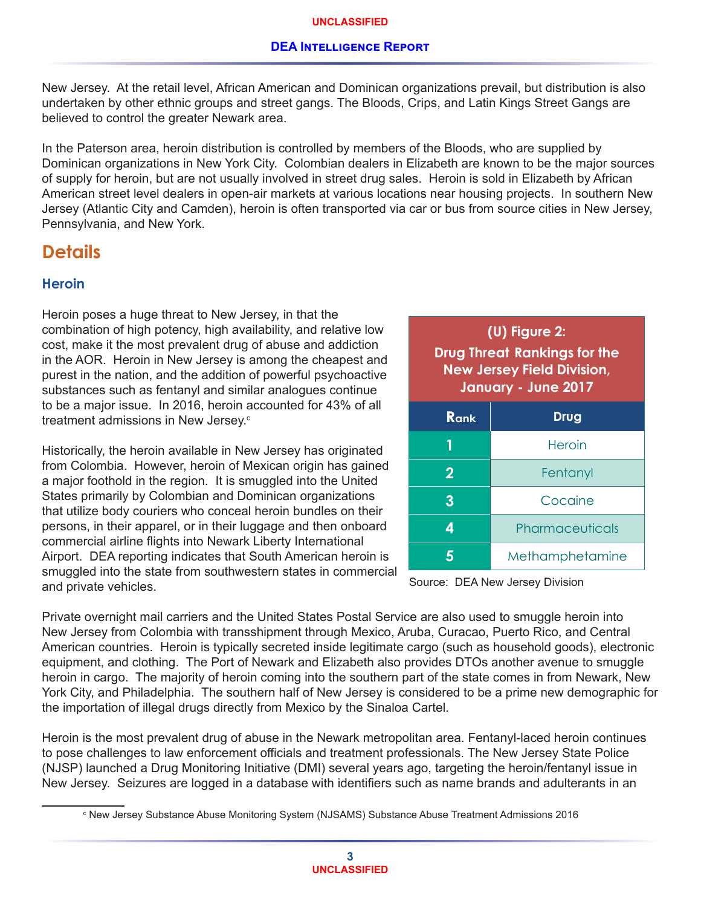New Jersey. At the retail level, African American and Dominican organizations prevail, but distribution is also undertaken by other ethnic groups and street gangs. The Bloods, Crips, and Latin Kings Street Gangs are believed to control the greater Newark area.

In the Paterson area, heroin distribution is controlled by members of the Bloods, who are supplied by Dominican organizations in New York City. Colombian dealers in Elizabeth are known to be the major sources of supply for heroin, but are not usually involved in street drug sales. Heroin is sold in Elizabeth by African American street level dealers in open-air markets at various locations near housing projects. In southern New Jersey (Atlantic City and Camden), heroin is often transported via car or bus from source cities in New Jersey, Pennsylvania, and New York.

## Details

### Heroin

Heroin poses a huge threat to New Jersey, in that the combination of high potency, high availability, and relative low cost, make it the most prevalent drug of abuse and addiction in the AOR. Heroin in New Jersey is among the cheapest and purest in the nation, and the addition of powerful psychoactive substances such as fentanyl and similar analogues continue to be a major issue. In 2016, heroin accounted for 43% of all treatment admissions in New Jersey.[c]

**(U) Figure 2: Drug Threat Rankings for the New Jersey Field Division, January - June 2017**

| Rank | Drug |
|---|---|
| 1 | Heroin |
| 2 | Fentanyl |
| 3 | Cocaine |
| 4 | Pharmaceuticals |
| 5 | Methamphetamine |

Source: DEA New Jersey Division

Historically, the heroin available in New Jersey has originated from Colombia. However, heroin of Mexican origin has gained a major foothold in the region. It is smuggled into the United States primarily by Colombian and Dominican organizations that utilize body couriers who conceal heroin bundles on their persons, in their apparel, or in their luggage and then onboard commercial airline flights into Newark Liberty International Airport. DEA reporting indicates that South American heroin is smuggled into the state from southwestern states in commercial and private vehicles.

Private overnight mail carriers and the United States Postal Service are also used to smuggle heroin into New Jersey from Colombia with transshipment through Mexico, Aruba, Curacao, Puerto Rico, and Central American countries. Heroin is typically secreted inside legitimate cargo (such as household goods), electronic equipment, and clothing. The Port of Newark and Elizabeth also provides DTOs another avenue to smuggle heroin in cargo. The majority of heroin coming into the southern part of the state comes in from Newark, New York City, and Philadelphia. The southern half of New Jersey is considered to be a prime new demographic for the importation of illegal drugs directly from Mexico by the Sinaloa Cartel.

Heroin is the most prevalent drug of abuse in the Newark metropolitan area. Fentanyl-laced heroin continues to pose challenges to law enforcement officials and treatment professionals. The New Jersey State Police (NJSP) launched a Drug Monitoring Initiative (DMI) several years ago, targeting the heroin/fentanyl issue in New Jersey. Seizures are logged in a database with identifiers such as name brands and adulterants in an

[c] New Jersey Substance Abuse Monitoring System (NJSAMS) Substance Abuse Treatment Admissions 2016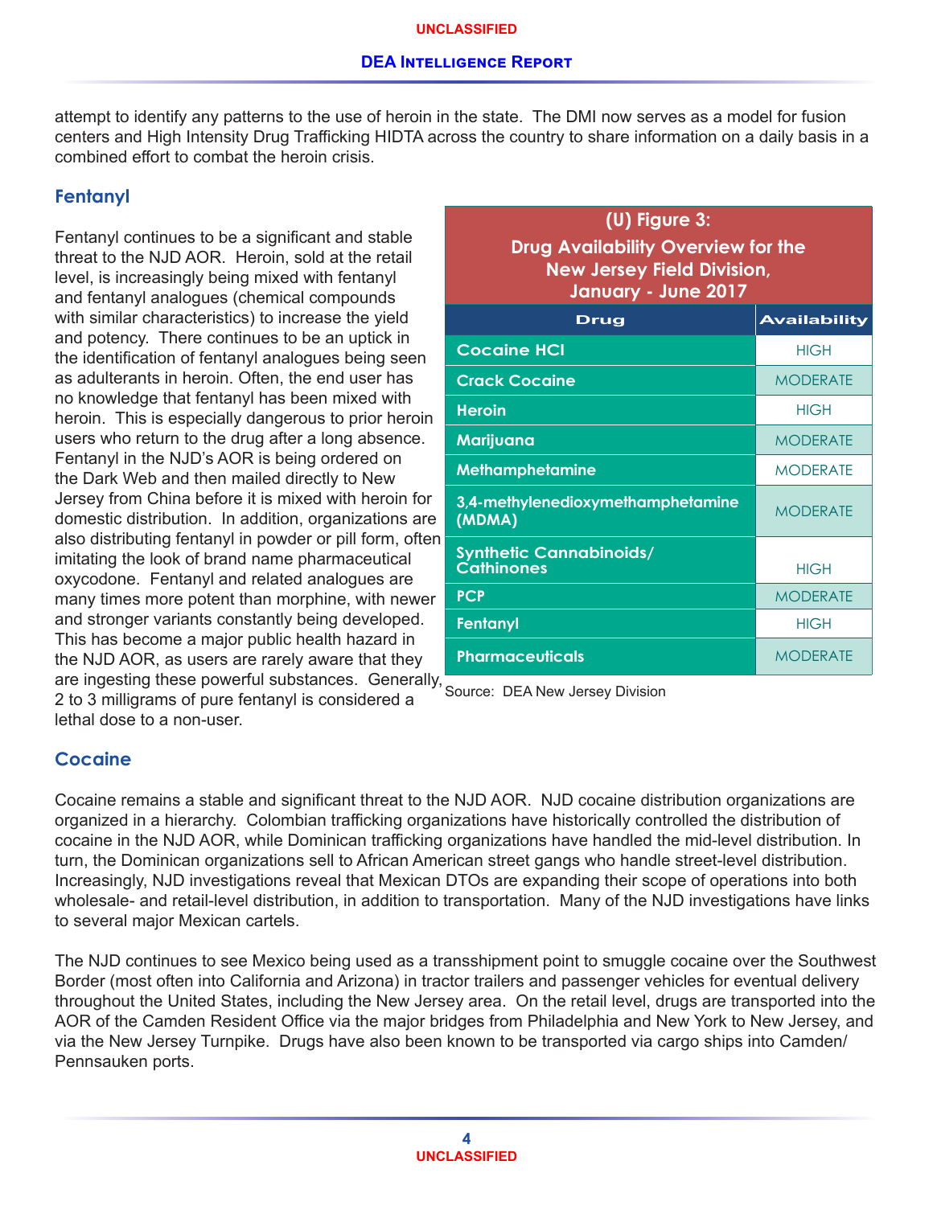attempt to identify any patterns to the use of heroin in the state. The DMI now serves as a model for fusion centers and High Intensity Drug Trafficking HIDTA across the country to share information on a daily basis in a combined effort to combat the heroin crisis.

## Fentanyl

Fentanyl continues to be a significant and stable threat to the NJD AOR. Heroin, sold at the retail level, is increasingly being mixed with fentanyl and fentanyl analogues (chemical compounds with similar characteristics) to increase the yield and potency. There continues to be an uptick in the identification of fentanyl analogues being seen as adulterants in heroin. Often, the end user has no knowledge that fentanyl has been mixed with heroin. This is especially dangerous to prior heroin users who return to the drug after a long absence. Fentanyl in the NJD's AOR is being ordered on the Dark Web and then mailed directly to New Jersey from China before it is mixed with heroin for domestic distribution. In addition, organizations are also distributing fentanyl in powder or pill form, often imitating the look of brand name pharmaceutical oxycodone. Fentanyl and related analogues are many times more potent than morphine, with newer and stronger variants constantly being developed. This has become a major public health hazard in the NJD AOR, as users are rarely aware that they are ingesting these powerful substances. Generally, 2 to 3 milligrams of pure fentanyl is considered a lethal dose to a non-user.

**(U) Figure 3: Drug Availability Overview for the New Jersey Field Division, January - June 2017**

| Drug | Availability |
|---|---|
| Cocaine HCl | HIGH |
| Crack Cocaine | MODERATE |
| Heroin | HIGH |
| Marijuana | MODERATE |
| Methamphetamine | MODERATE |
| 3,4-methylenedioxymethamphetamine (MDMA) | MODERATE |
| Synthetic Cannabinoids/ Cathinones | HIGH |
| PCP | MODERATE |
| Fentanyl | HIGH |
| Pharmaceuticals | MODERATE |

Source: DEA New Jersey Division

## Cocaine

Cocaine remains a stable and significant threat to the NJD AOR. NJD cocaine distribution organizations are organized in a hierarchy. Colombian trafficking organizations have historically controlled the distribution of cocaine in the NJD AOR, while Dominican trafficking organizations have handled the mid-level distribution. In turn, the Dominican organizations sell to African American street gangs who handle street-level distribution. Increasingly, NJD investigations reveal that Mexican DTOs are expanding their scope of operations into both wholesale- and retail-level distribution, in addition to transportation. Many of the NJD investigations have links to several major Mexican cartels.

The NJD continues to see Mexico being used as a transshipment point to smuggle cocaine over the Southwest Border (most often into California and Arizona) in tractor trailers and passenger vehicles for eventual delivery throughout the United States, including the New Jersey area. On the retail level, drugs are transported into the AOR of the Camden Resident Office via the major bridges from Philadelphia and New York to New Jersey, and via the New Jersey Turnpike. Drugs have also been known to be transported via cargo ships into Camden/ Pennsauken ports.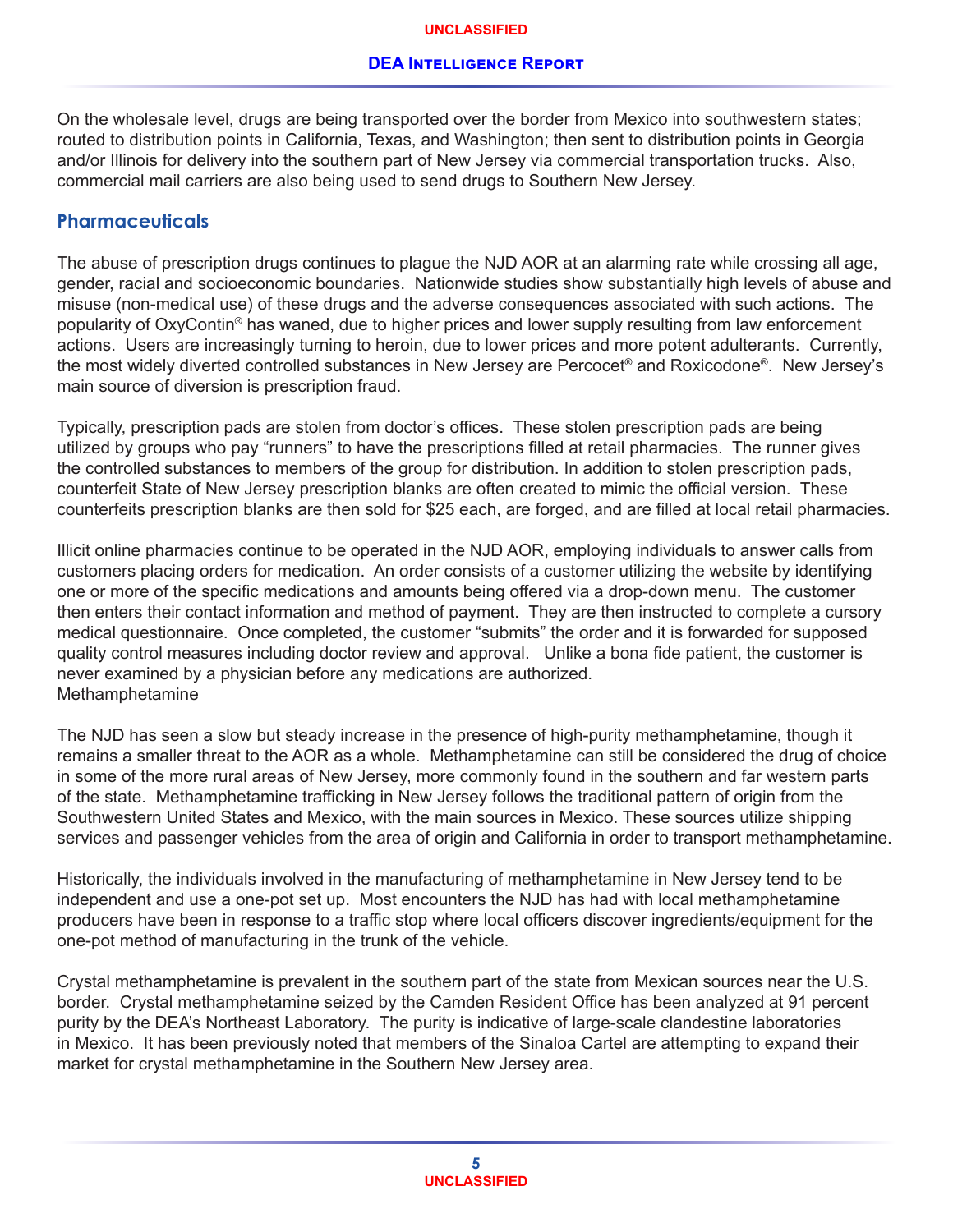On the wholesale level, drugs are being transported over the border from Mexico into southwestern states; routed to distribution points in California, Texas, and Washington; then sent to distribution points in Georgia and/or Illinois for delivery into the southern part of New Jersey via commercial transportation trucks. Also, commercial mail carriers are also being used to send drugs to Southern New Jersey.

## Pharmaceuticals

The abuse of prescription drugs continues to plague the NJD AOR at an alarming rate while crossing all age, gender, racial and socioeconomic boundaries. Nationwide studies show substantially high levels of abuse and misuse (non-medical use) of these drugs and the adverse consequences associated with such actions. The popularity of OxyContin® has waned, due to higher prices and lower supply resulting from law enforcement actions. Users are increasingly turning to heroin, due to lower prices and more potent adulterants. Currently, the most widely diverted controlled substances in New Jersey are Percocet® and Roxicodone®. New Jersey's main source of diversion is prescription fraud.

Typically, prescription pads are stolen from doctor's offices. These stolen prescription pads are being utilized by groups who pay "runners" to have the prescriptions filled at retail pharmacies. The runner gives the controlled substances to members of the group for distribution. In addition to stolen prescription pads, counterfeit State of New Jersey prescription blanks are often created to mimic the official version. These counterfeits prescription blanks are then sold for $25 each, are forged, and are filled at local retail pharmacies.

Illicit online pharmacies continue to be operated in the NJD AOR, employing individuals to answer calls from customers placing orders for medication. An order consists of a customer utilizing the website by identifying one or more of the specific medications and amounts being offered via a drop-down menu. The customer then enters their contact information and method of payment. They are then instructed to complete a cursory medical questionnaire. Once completed, the customer "submits" the order and it is forwarded for supposed quality control measures including doctor review and approval. Unlike a bona fide patient, the customer is never examined by a physician before any medications are authorized.

Methamphetamine

The NJD has seen a slow but steady increase in the presence of high-purity methamphetamine, though it remains a smaller threat to the AOR as a whole. Methamphetamine can still be considered the drug of choice in some of the more rural areas of New Jersey, more commonly found in the southern and far western parts of the state. Methamphetamine trafficking in New Jersey follows the traditional pattern of origin from the Southwestern United States and Mexico, with the main sources in Mexico. These sources utilize shipping services and passenger vehicles from the area of origin and California in order to transport methamphetamine.

Historically, the individuals involved in the manufacturing of methamphetamine in New Jersey tend to be independent and use a one-pot set up. Most encounters the NJD has had with local methamphetamine producers have been in response to a traffic stop where local officers discover ingredients/equipment for the one-pot method of manufacturing in the trunk of the vehicle.

Crystal methamphetamine is prevalent in the southern part of the state from Mexican sources near the U.S. border. Crystal methamphetamine seized by the Camden Resident Office has been analyzed at 91 percent purity by the DEA's Northeast Laboratory. The purity is indicative of large-scale clandestine laboratories in Mexico. It has been previously noted that members of the Sinaloa Cartel are attempting to expand their market for crystal methamphetamine in the Southern New Jersey area.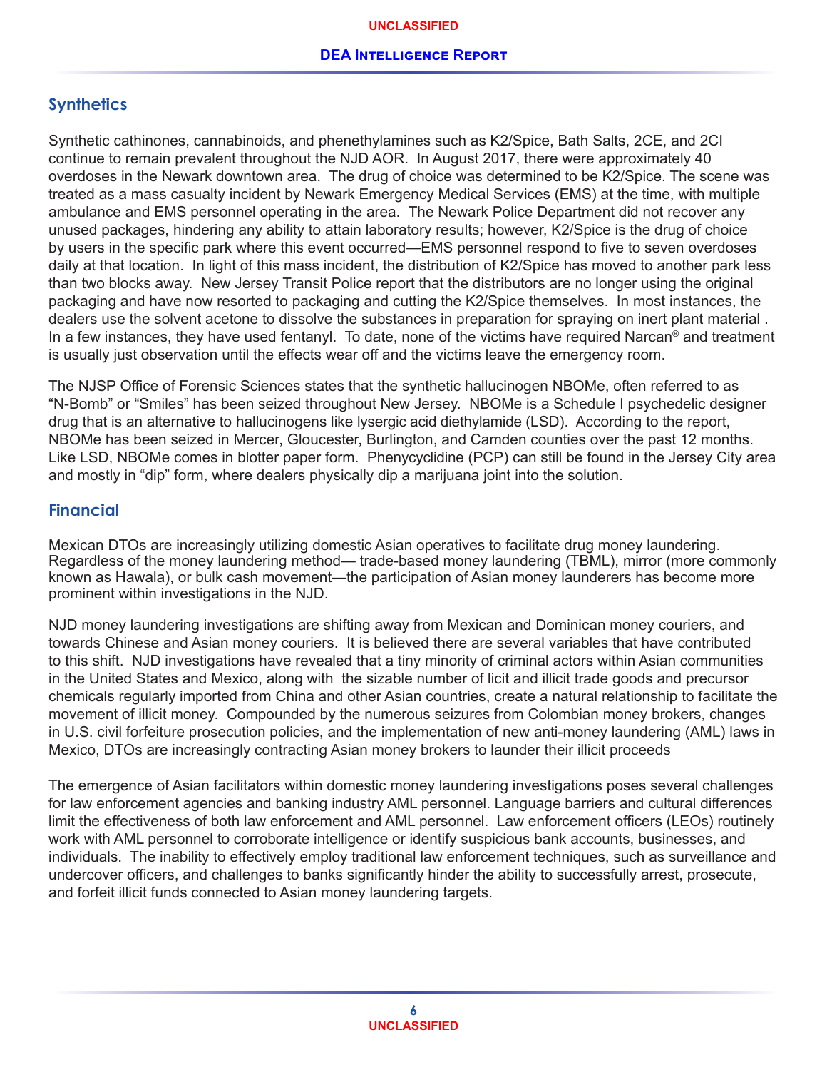## Synthetics

Synthetic cathinones, cannabinoids, and phenethylamines such as K2/Spice, Bath Salts, 2CE, and 2CI continue to remain prevalent throughout the NJD AOR. In August 2017, there were approximately 40 overdoses in the Newark downtown area. The drug of choice was determined to be K2/Spice. The scene was treated as a mass casualty incident by Newark Emergency Medical Services (EMS) at the time, with multiple ambulance and EMS personnel operating in the area. The Newark Police Department did not recover any unused packages, hindering any ability to attain laboratory results; however, K2/Spice is the drug of choice by users in the specific park where this event occurred—EMS personnel respond to five to seven overdoses daily at that location. In light of this mass incident, the distribution of K2/Spice has moved to another park less than two blocks away. New Jersey Transit Police report that the distributors are no longer using the original packaging and have now resorted to packaging and cutting the K2/Spice themselves. In most instances, the dealers use the solvent acetone to dissolve the substances in preparation for spraying on inert plant material . In a few instances, they have used fentanyl. To date, none of the victims have required Narcan® and treatment is usually just observation until the effects wear off and the victims leave the emergency room.

The NJSP Office of Forensic Sciences states that the synthetic hallucinogen NBOMe, often referred to as "N-Bomb" or "Smiles" has been seized throughout New Jersey. NBOMe is a Schedule I psychedelic designer drug that is an alternative to hallucinogens like lysergic acid diethylamide (LSD). According to the report, NBOMe has been seized in Mercer, Gloucester, Burlington, and Camden counties over the past 12 months. Like LSD, NBOMe comes in blotter paper form. Phenycyclidine (PCP) can still be found in the Jersey City area and mostly in "dip" form, where dealers physically dip a marijuana joint into the solution.

## Financial

Mexican DTOs are increasingly utilizing domestic Asian operatives to facilitate drug money laundering. Regardless of the money laundering method— trade-based money laundering (TBML), mirror (more commonly known as Hawala), or bulk cash movement—the participation of Asian money launderers has become more prominent within investigations in the NJD.

NJD money laundering investigations are shifting away from Mexican and Dominican money couriers, and towards Chinese and Asian money couriers. It is believed there are several variables that have contributed to this shift. NJD investigations have revealed that a tiny minority of criminal actors within Asian communities in the United States and Mexico, along with the sizable number of licit and illicit trade goods and precursor chemicals regularly imported from China and other Asian countries, create a natural relationship to facilitate the movement of illicit money. Compounded by the numerous seizures from Colombian money brokers, changes in U.S. civil forfeiture prosecution policies, and the implementation of new anti-money laundering (AML) laws in Mexico, DTOs are increasingly contracting Asian money brokers to launder their illicit proceeds

The emergence of Asian facilitators within domestic money laundering investigations poses several challenges for law enforcement agencies and banking industry AML personnel. Language barriers and cultural differences limit the effectiveness of both law enforcement and AML personnel. Law enforcement officers (LEOs) routinely work with AML personnel to corroborate intelligence or identify suspicious bank accounts, businesses, and individuals. The inability to effectively employ traditional law enforcement techniques, such as surveillance and undercover officers, and challenges to banks significantly hinder the ability to successfully arrest, prosecute, and forfeit illicit funds connected to Asian money laundering targets.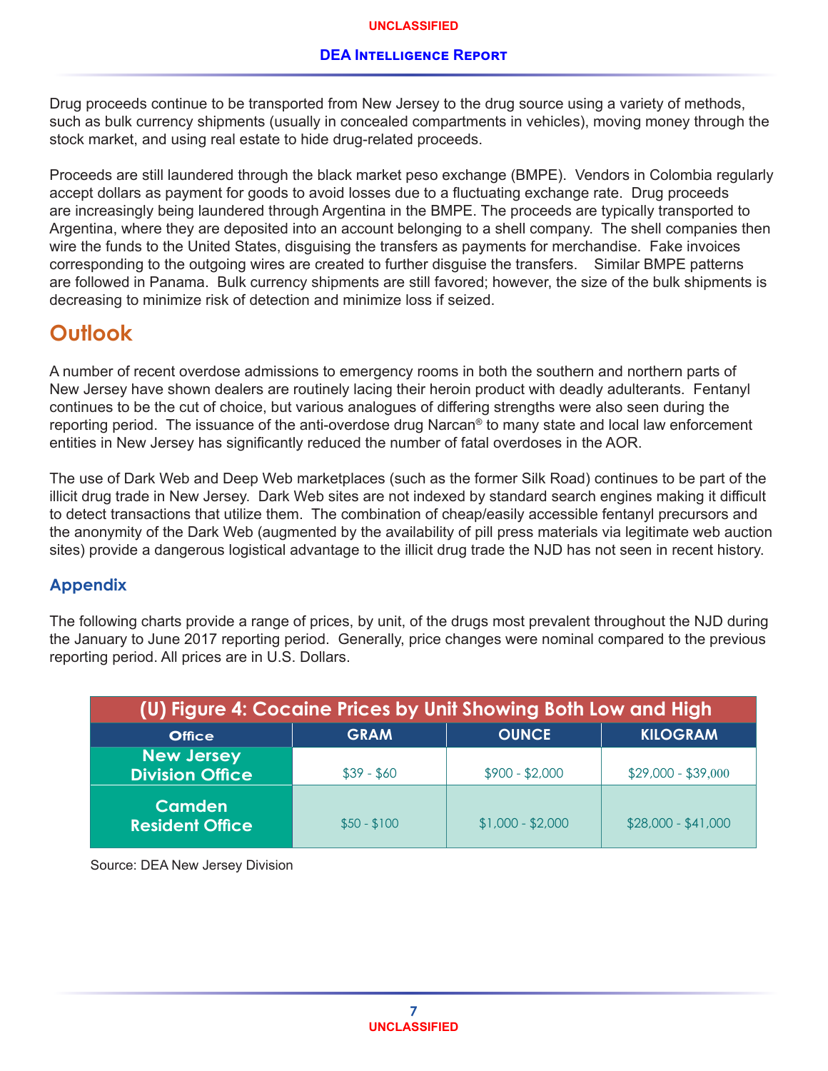Drug proceeds continue to be transported from New Jersey to the drug source using a variety of methods, such as bulk currency shipments (usually in concealed compartments in vehicles), moving money through the stock market, and using real estate to hide drug-related proceeds.

Proceeds are still laundered through the black market peso exchange (BMPE). Vendors in Colombia regularly accept dollars as payment for goods to avoid losses due to a fluctuating exchange rate. Drug proceeds are increasingly being laundered through Argentina in the BMPE. The proceeds are typically transported to Argentina, where they are deposited into an account belonging to a shell company. The shell companies then wire the funds to the United States, disguising the transfers as payments for merchandise. Fake invoices corresponding to the outgoing wires are created to further disguise the transfers. Similar BMPE patterns are followed in Panama. Bulk currency shipments are still favored; however, the size of the bulk shipments is decreasing to minimize risk of detection and minimize loss if seized.

## Outlook

A number of recent overdose admissions to emergency rooms in both the southern and northern parts of New Jersey have shown dealers are routinely lacing their heroin product with deadly adulterants. Fentanyl continues to be the cut of choice, but various analogues of differing strengths were also seen during the reporting period. The issuance of the anti-overdose drug Narcan® to many state and local law enforcement entities in New Jersey has significantly reduced the number of fatal overdoses in the AOR.

The use of Dark Web and Deep Web marketplaces (such as the former Silk Road) continues to be part of the illicit drug trade in New Jersey. Dark Web sites are not indexed by standard search engines making it difficult to detect transactions that utilize them. The combination of cheap/easily accessible fentanyl precursors and the anonymity of the Dark Web (augmented by the availability of pill press materials via legitimate web auction sites) provide a dangerous logistical advantage to the illicit drug trade the NJD has not seen in recent history.

### Appendix

The following charts provide a range of prices, by unit, of the drugs most prevalent throughout the NJD during the January to June 2017 reporting period. Generally, price changes were nominal compared to the previous reporting period. All prices are in U.S. Dollars.

**(U) Figure 4: Cocaine Prices by Unit Showing Both Low and High**

| Office | GRAM | OUNCE | KILOGRAM |
|---|---|---|---|
| New Jersey Division Office | $39 - $60 | $900 - $2,000 | $29,000 - $39,000 |
| Camden Resident Office | $50 - $100 | $1,000 - $2,000 | $28,000 - $41,000 |

Source: DEA New Jersey Division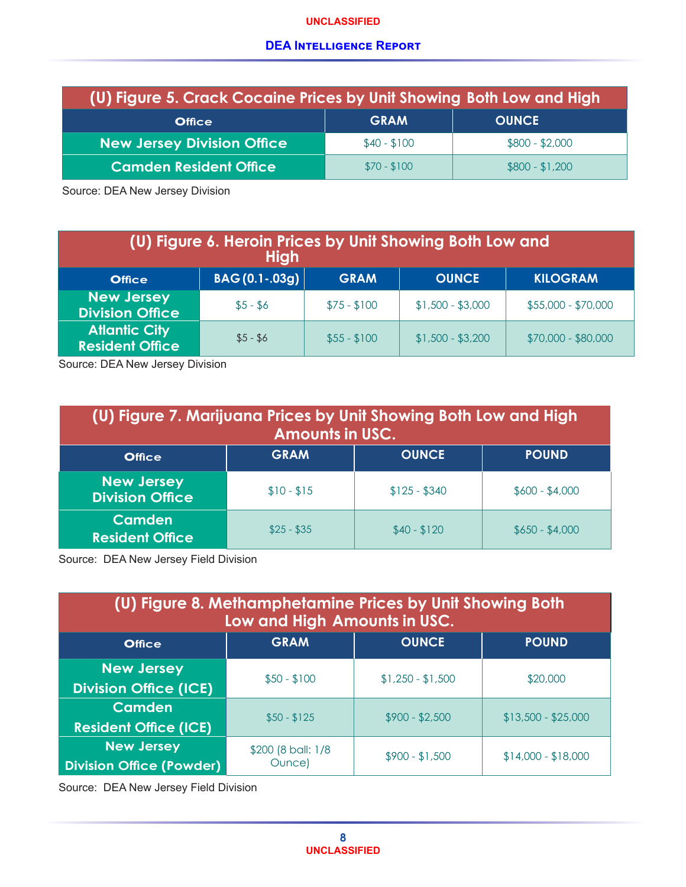| (U) Figure 5. Crack Cocaine Prices by Unit Showing Both Low and High | | |
|---|---|---|
| Office | GRAM | OUNCE |
| New Jersey Division Office | $40 - $100 | $800 - $2,000 |
| Camden Resident Office | $70 - $100 | $800 - $1,200 |

Source: DEA New Jersey Division

| (U) Figure 6. Heroin Prices by Unit Showing Both Low and High | | | | |
|---|---|---|---|---|
| Office | BAG (0.1-.03g) | GRAM | OUNCE | KILOGRAM |
| New Jersey Division Office | $5 - $6 | $75 - $100 | $1,500 - $3,000 | $55,000 - $70,000 |
| Atlantic City Resident Office | $5 - $6 | $55 - $100 | $1,500 - $3,200 | $70,000 - $80,000 |

Source: DEA New Jersey Division

| (U) Figure 7. Marijuana Prices by Unit Showing Both Low and High Amounts in USC. | | | |
|---|---|---|---|
| Office | GRAM | OUNCE | POUND |
| New Jersey Division Office | $10 - $15 | $125 - $340 | $600 - $4,000 |
| Camden Resident Office | $25 - $35 | $40 - $120 | $650 - $4,000 |

Source: DEA New Jersey Field Division

| (U) Figure 8. Methamphetamine Prices by Unit Showing Both Low and High Amounts in USC. | | | |
|---|---|---|---|
| Office | GRAM | OUNCE | POUND |
| New Jersey Division Office (ICE) | $50 - $100 | $1,250 - $1,500 | $20,000 |
| Camden Resident Office (ICE) | $50 - $125 | $900 - $2,500 | $13,500 - $25,000 |
| New Jersey Division Office (Powder) | $200 (8 ball: 1/8 Ounce) | $900 - $1,500 | $14,000 - $18,000 |

Source: DEA New Jersey Field Division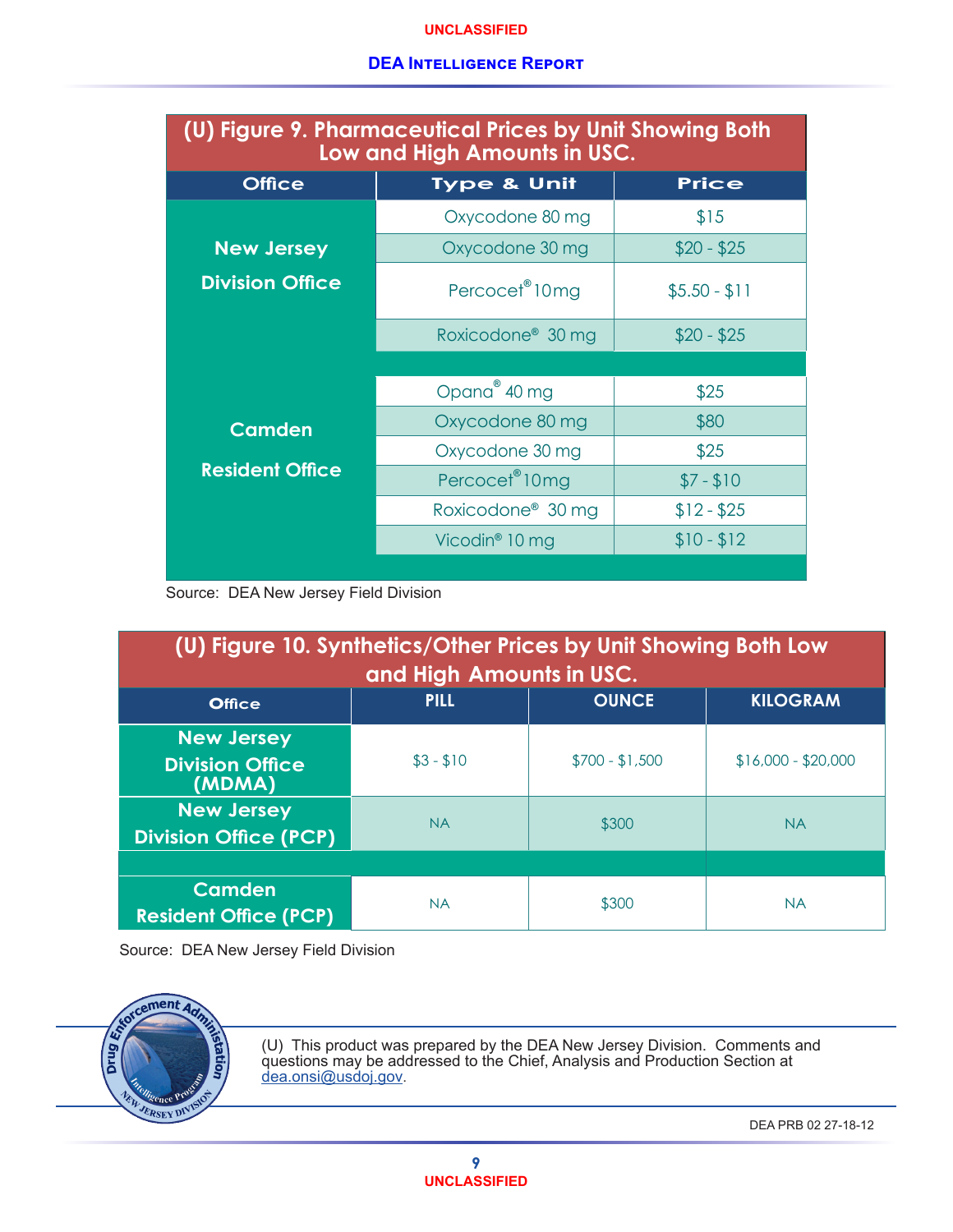**(U) Figure 9. Pharmaceutical Prices by Unit Showing Both Low and High Amounts in USC.**

| Office | Type & Unit | Price |
|---|---|---|
| New Jersey Division Office | Oxycodone 80 mg | $15 |
| | Oxycodone 30 mg | $20 - $25 |
| | Percocet® 10mg | $5.50 - $11 |
| | Roxicodone® 30 mg | $20 - $25 |
| Camden Resident Office | Opana® 40 mg | $25 |
| | Oxycodone 80 mg | $80 |
| | Oxycodone 30 mg | $25 |
| | Percocet® 10mg | $7 - $10 |
| | Roxicodone® 30 mg | $12 - $25 |
| | Vicodin® 10 mg | $10 - $12 |

Source: DEA New Jersey Field Division

**(U) Figure 10. Synthetics/Other Prices by Unit Showing Both Low and High Amounts in USC.**

| Office | PILL | OUNCE | KILOGRAM |
|---|---|---|---|
| New Jersey Division Office (MDMA) | $3 - $10 | $700 - $1,500 | $16,000 - $20,000 |
| New Jersey Division Office (PCP) | NA | $300 | NA |
| Camden Resident Office (PCP) | NA | $300 | NA |

Source: DEA New Jersey Field Division

(U) This product was prepared by the DEA New Jersey Division. Comments and questions may be addressed to the Chief, Analysis and Production Section at dea.onsi@usdoj.gov.

DEA PRB 02 27-18-12